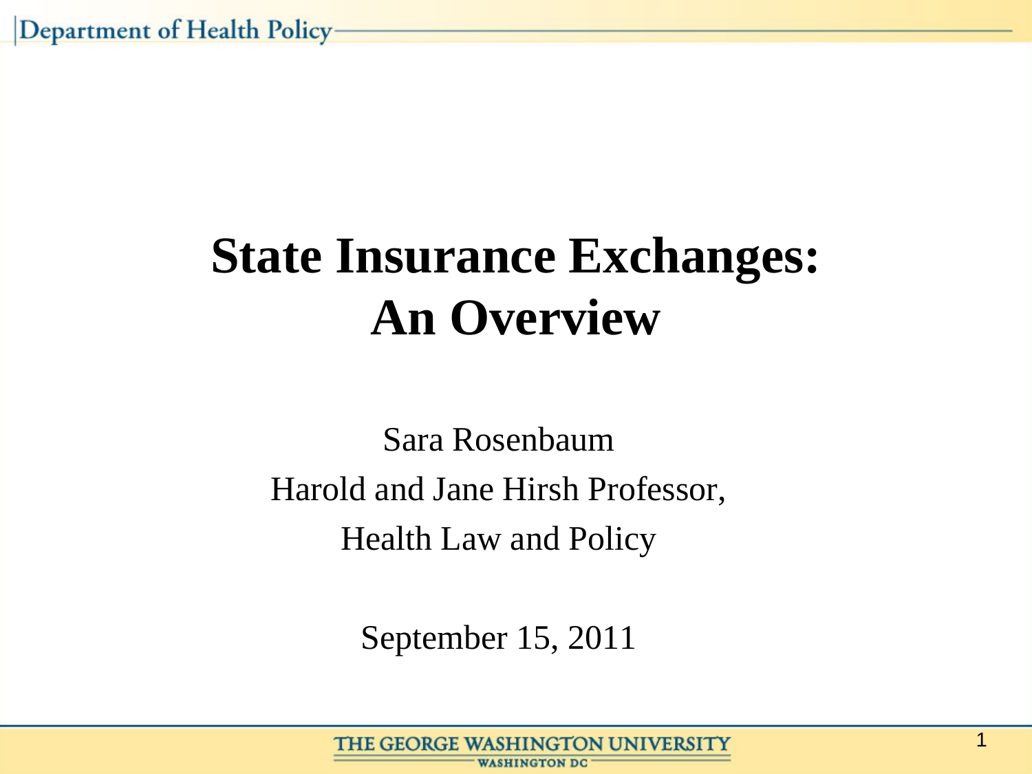# State Insurance Exchanges: An Overview

Sara Rosenbaum

Harold and Jane Hirsh Professor,

Health Law and Policy

September 15, 2011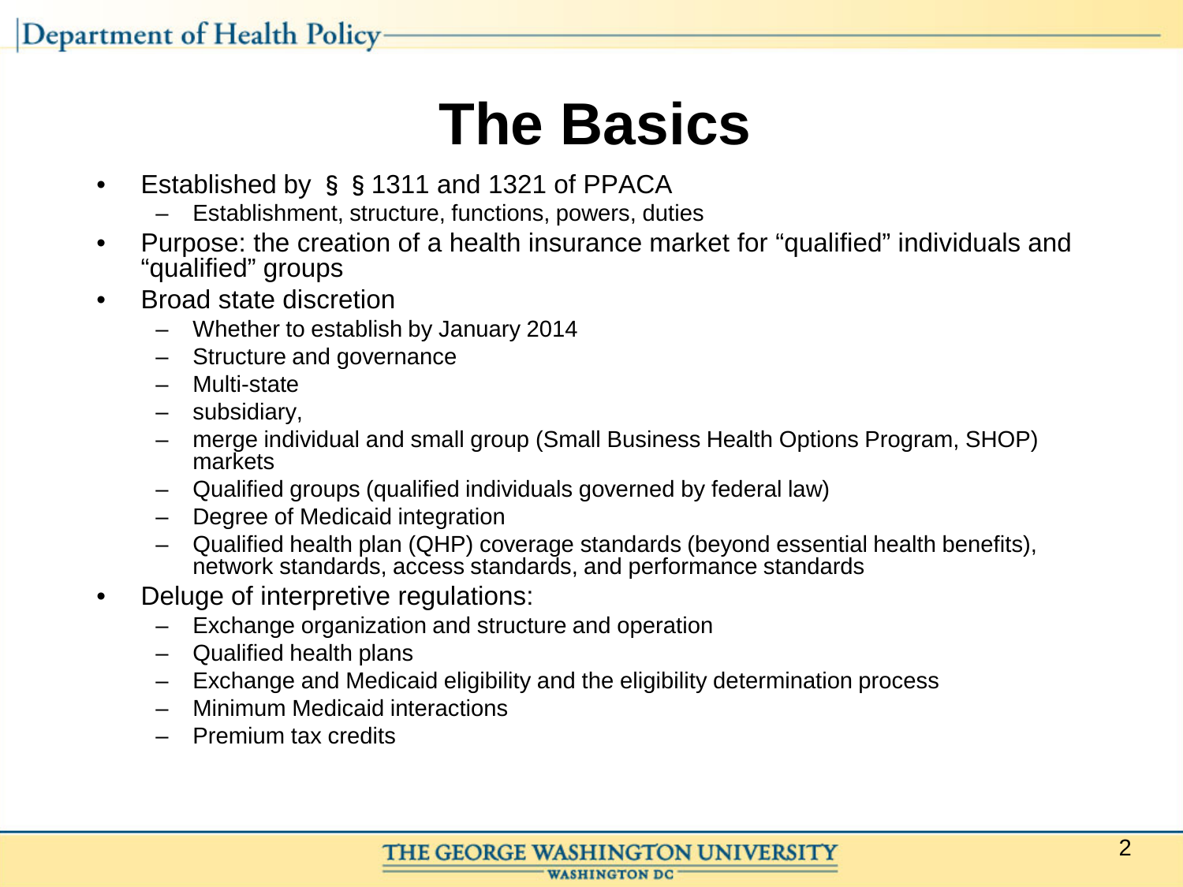# The Basics

- Established by §§1311 and 1321 of PPACA
  - Establishment, structure, functions, powers, duties
- Purpose: the creation of a health insurance market for "qualified" individuals and "qualified" groups
- Broad state discretion
  - Whether to establish by January 2014
  - Structure and governance
  - Multi-state
  - subsidiary,
  - merge individual and small group (Small Business Health Options Program, SHOP) markets
  - Qualified groups (qualified individuals governed by federal law)
  - Degree of Medicaid integration
  - Qualified health plan (QHP) coverage standards (beyond essential health benefits), network standards, access standards, and performance standards
- Deluge of interpretive regulations:
  - Exchange organization and structure and operation
  - Qualified health plans
  - Exchange and Medicaid eligibility and the eligibility determination process
  - Minimum Medicaid interactions
  - Premium tax credits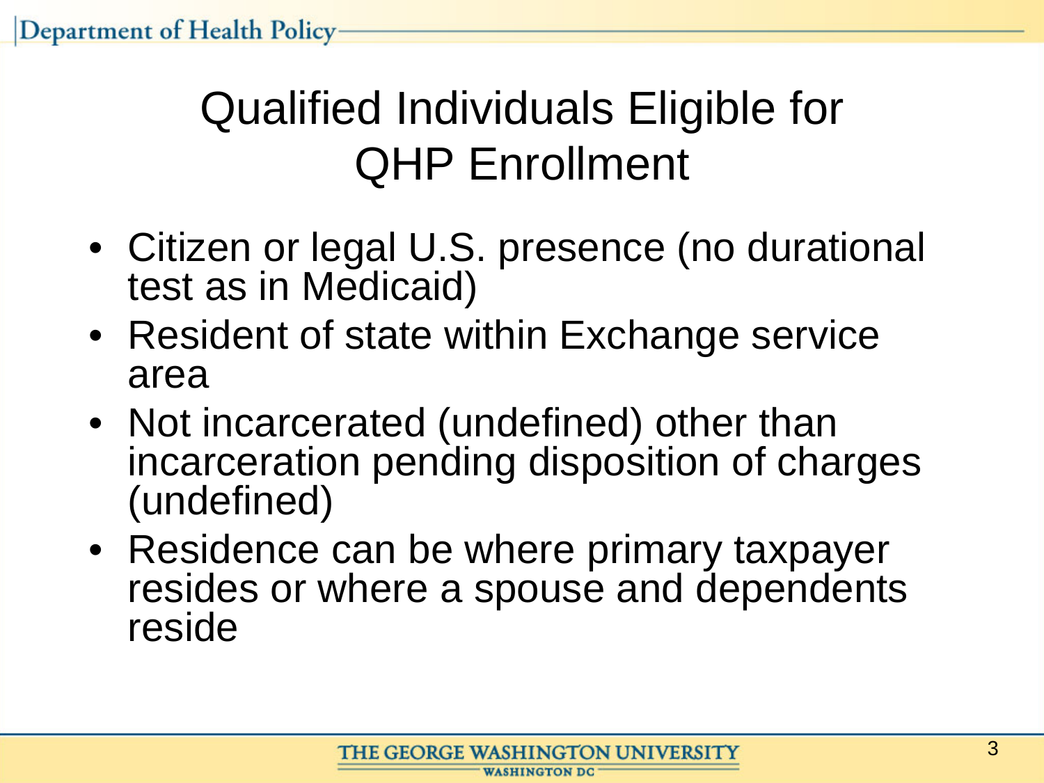# Qualified Individuals Eligible for QHP Enrollment

- Citizen or legal U.S. presence (no durational test as in Medicaid)
- Resident of state within Exchange service area
- Not incarcerated (undefined) other than incarceration pending disposition of charges (undefined)
- Residence can be where primary taxpayer resides or where a spouse and dependents reside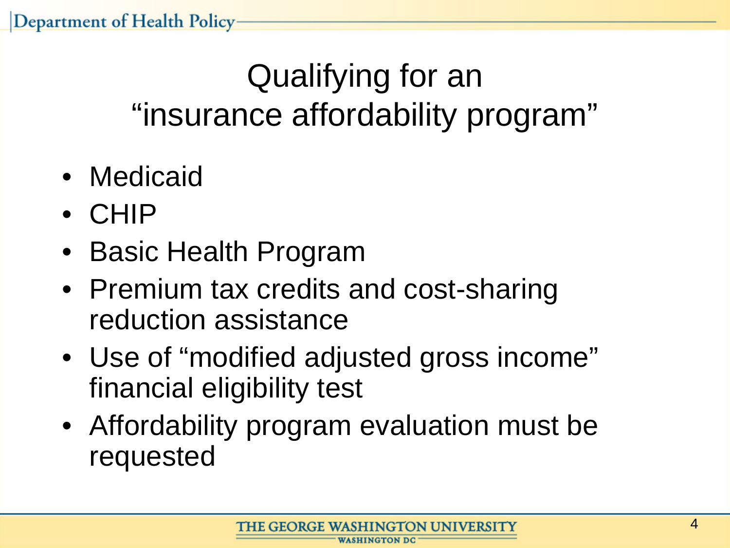# Qualifying for an "insurance affordability program"

- Medicaid
- CHIP
- Basic Health Program
- Premium tax credits and cost-sharing reduction assistance
- Use of "modified adjusted gross income" financial eligibility test
- Affordability program evaluation must be requested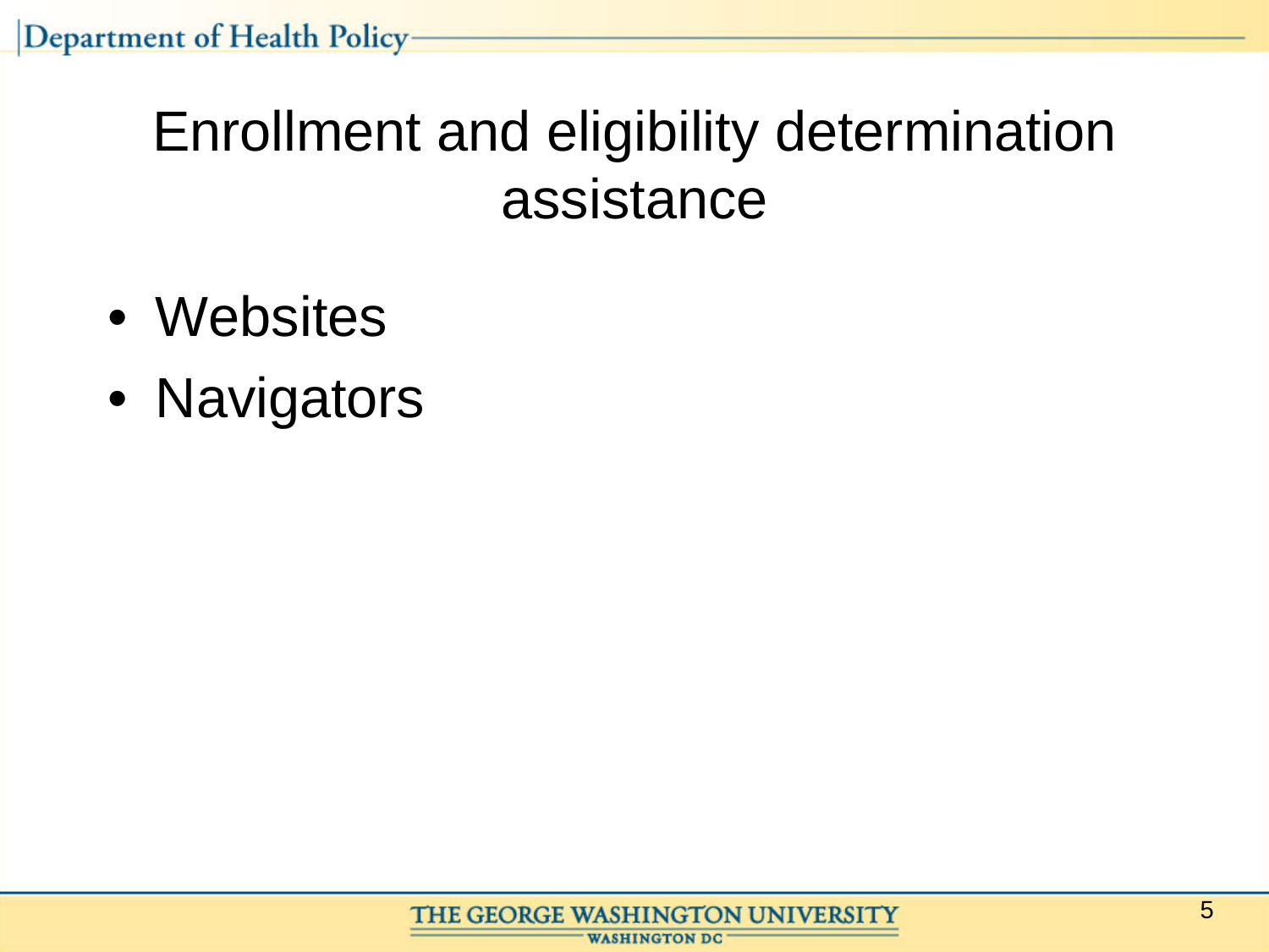# Enrollment and eligibility determination assistance

- Websites
- Navigators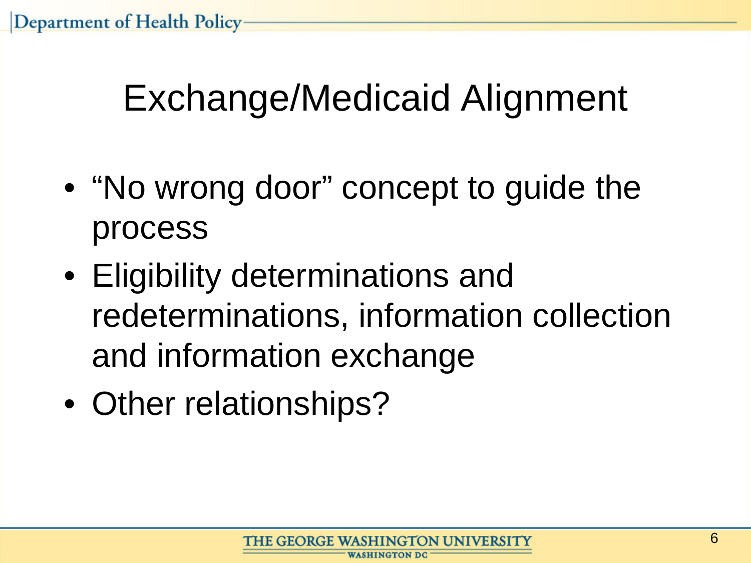# Exchange/Medicaid Alignment

- "No wrong door" concept to guide the process
- Eligibility determinations and redeterminations, information collection and information exchange
- Other relationships?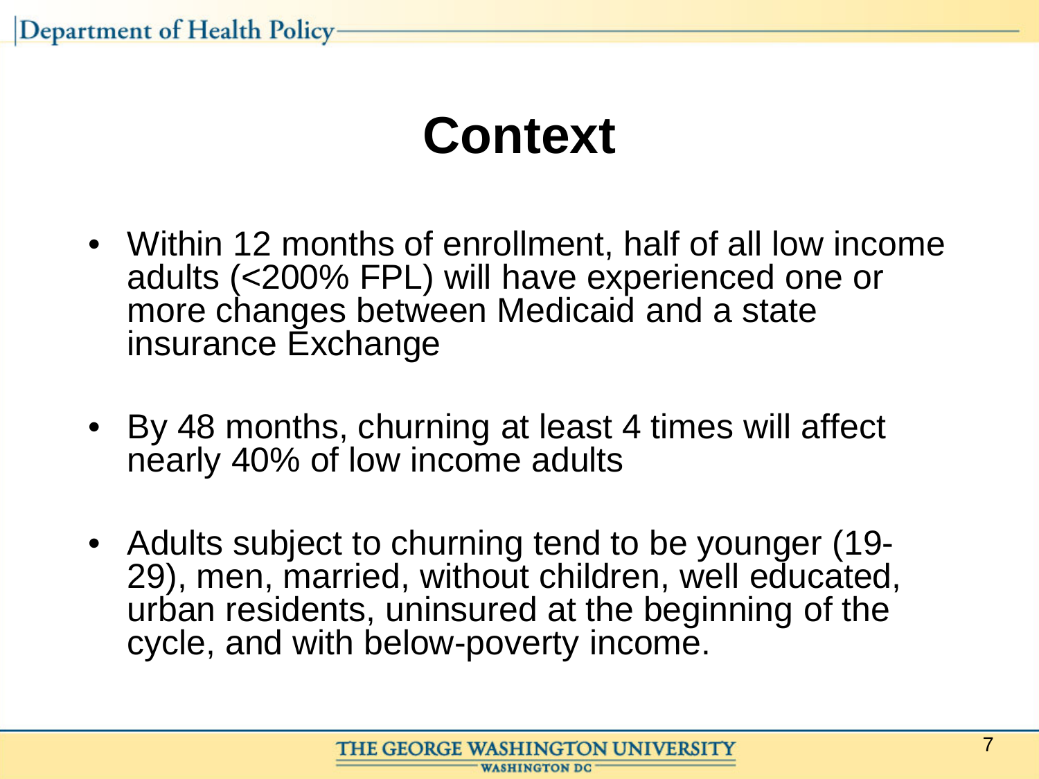# Context

- Within 12 months of enrollment, half of all low income adults (<200% FPL) will have experienced one or more changes between Medicaid and a state insurance Exchange

- By 48 months, churning at least 4 times will affect nearly 40% of low income adults

- Adults subject to churning tend to be younger (19-29), men, married, without children, well educated, urban residents, uninsured at the beginning of the cycle, and with below-poverty income.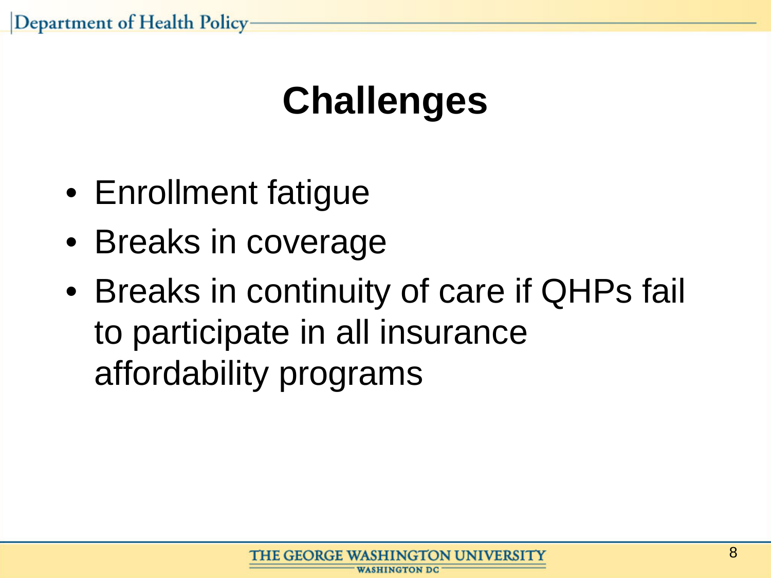# Challenges

- Enrollment fatigue
- Breaks in coverage
- Breaks in continuity of care if QHPs fail to participate in all insurance affordability programs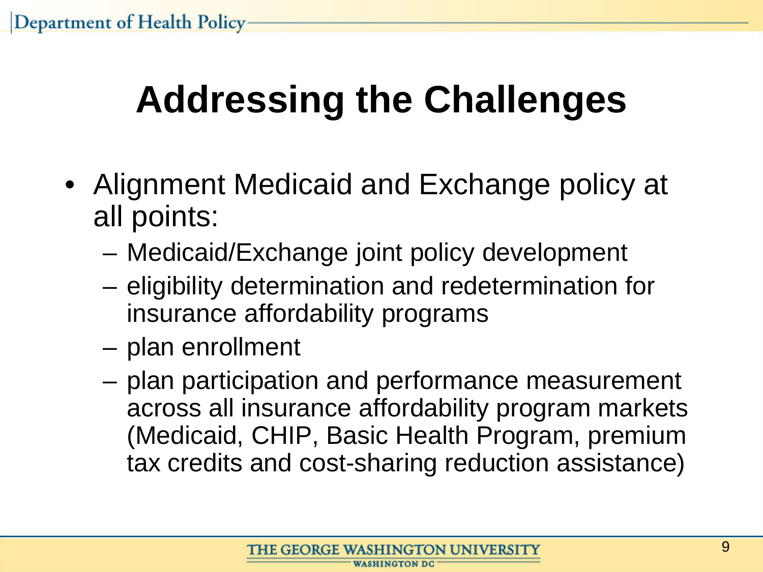# Addressing the Challenges

- Alignment Medicaid and Exchange policy at all points:
  - Medicaid/Exchange joint policy development
  - eligibility determination and redetermination for insurance affordability programs
  - plan enrollment
  - plan participation and performance measurement across all insurance affordability program markets (Medicaid, CHIP, Basic Health Program, premium tax credits and cost-sharing reduction assistance)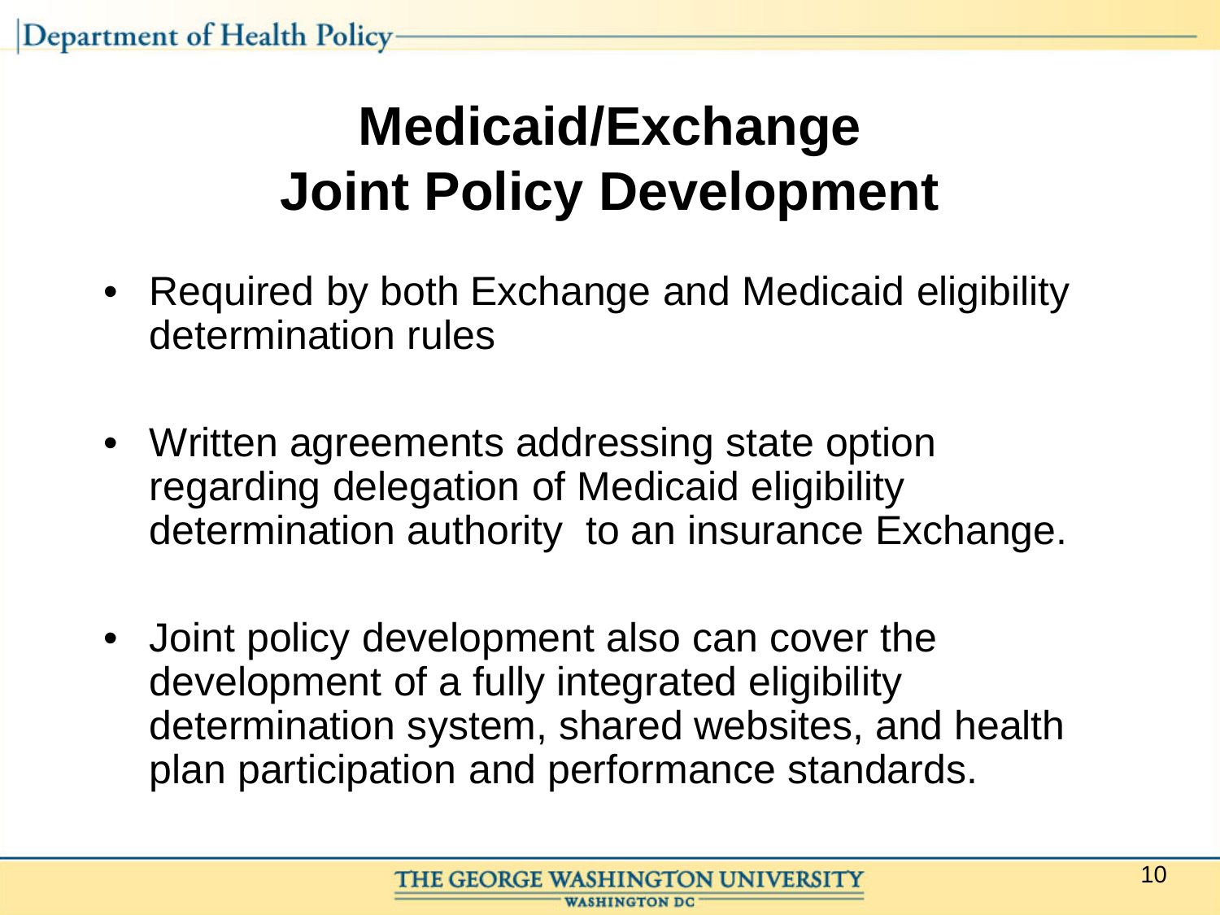# Medicaid/Exchange Joint Policy Development

- Required by both Exchange and Medicaid eligibility determination rules

- Written agreements addressing state option regarding delegation of Medicaid eligibility determination authority to an insurance Exchange.

- Joint policy development also can cover the development of a fully integrated eligibility determination system, shared websites, and health plan participation and performance standards.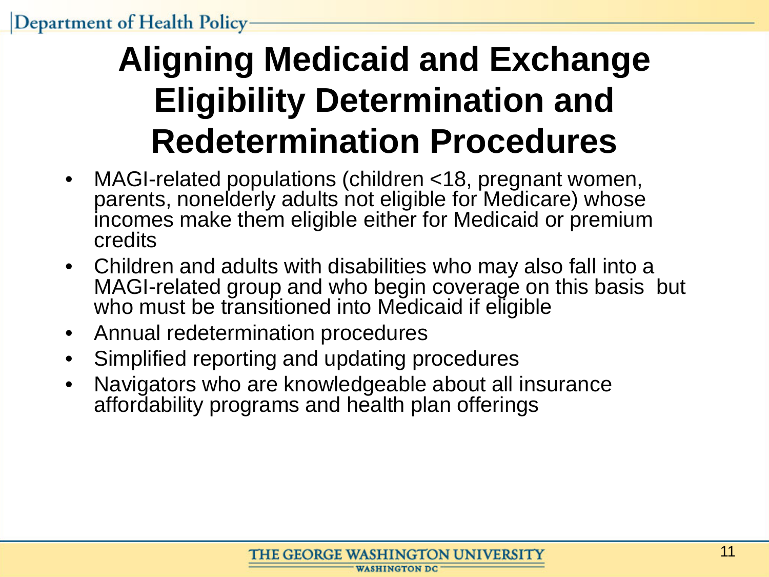# Aligning Medicaid and Exchange Eligibility Determination and Redetermination Procedures

- MAGI-related populations (children <18, pregnant women, parents, nonelderly adults not eligible for Medicare) whose incomes make them eligible either for Medicaid or premium credits
- Children and adults with disabilities who may also fall into a MAGI-related group and who begin coverage on this basis but who must be transitioned into Medicaid if eligible
- Annual redetermination procedures
- Simplified reporting and updating procedures
- Navigators who are knowledgeable about all insurance affordability programs and health plan offerings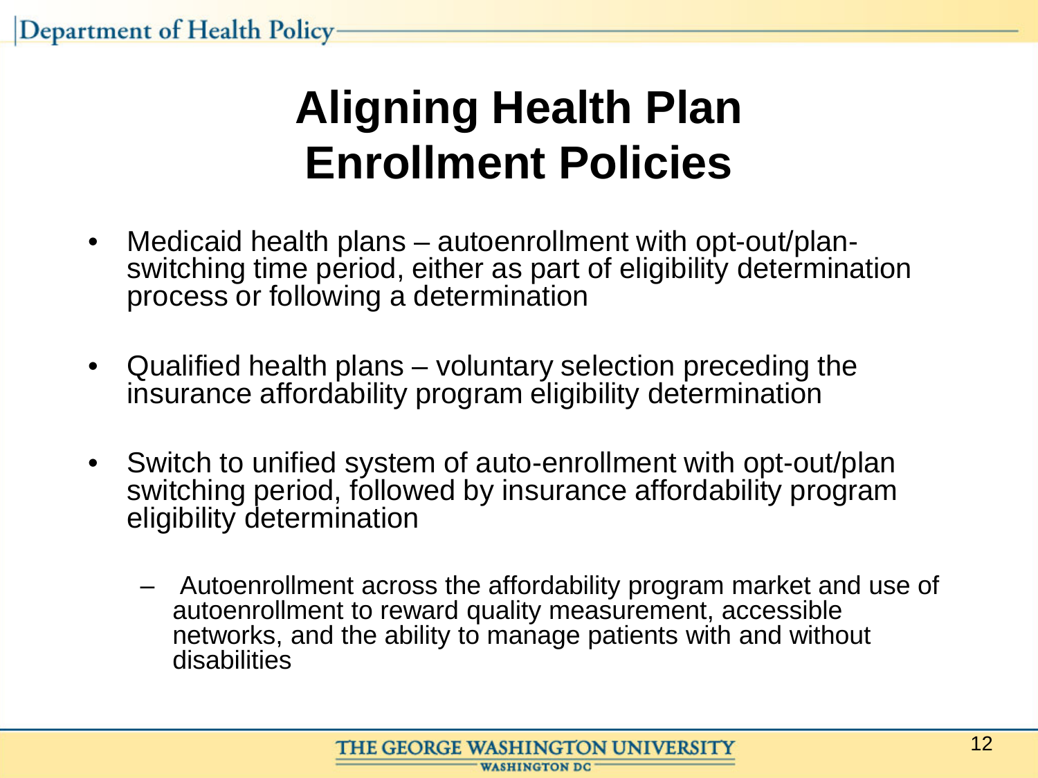# Aligning Health Plan Enrollment Policies

- Medicaid health plans – autoenrollment with opt-out/plan-switching time period, either as part of eligibility determination process or following a determination

- Qualified health plans – voluntary selection preceding the insurance affordability program eligibility determination

- Switch to unified system of auto-enrollment with opt-out/plan switching period, followed by insurance affordability program eligibility determination

  – Autoenrollment across the affordability program market and use of autoenrollment to reward quality measurement, accessible networks, and the ability to manage patients with and without disabilities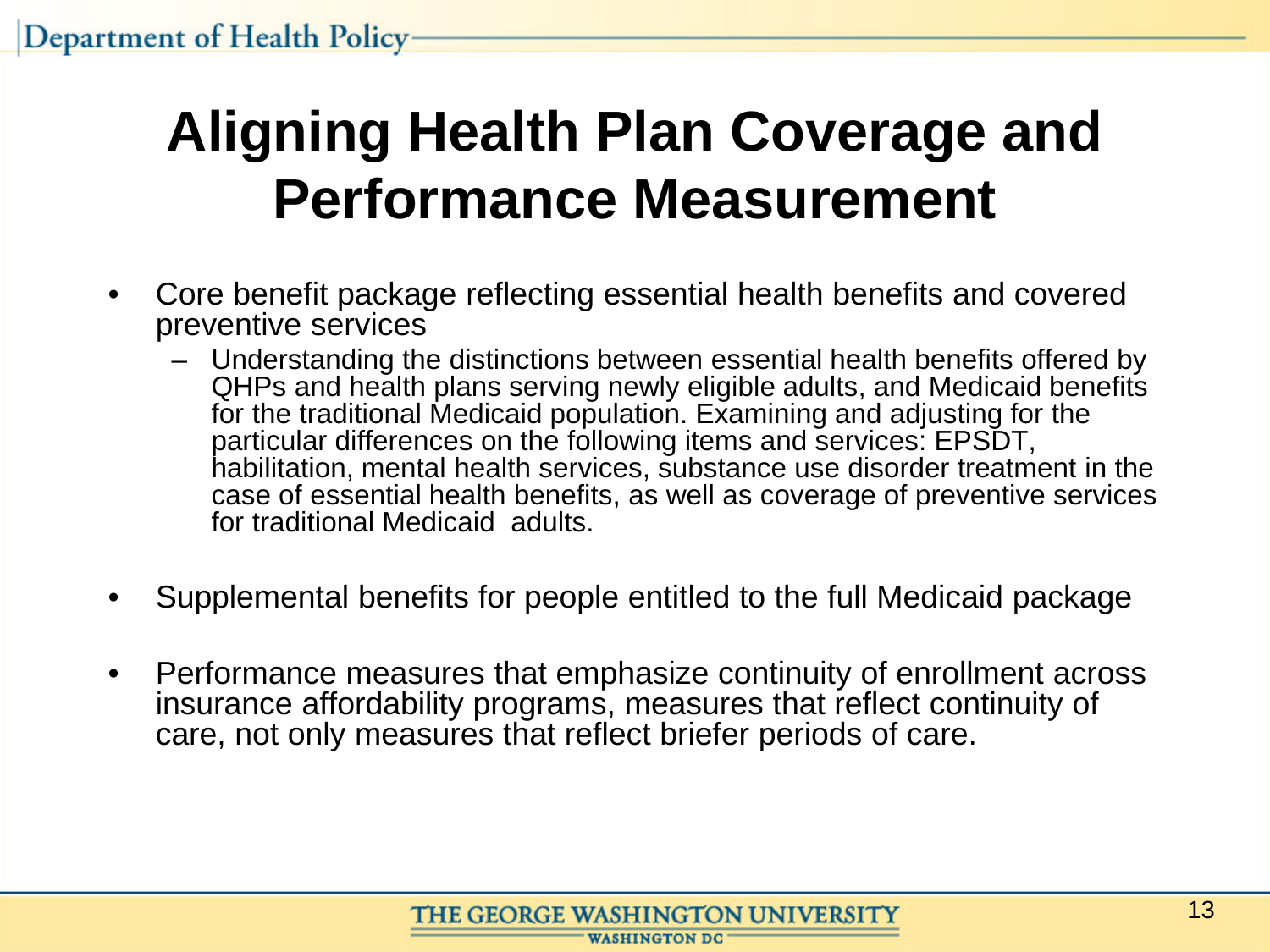# Aligning Health Plan Coverage and Performance Measurement

- Core benefit package reflecting essential health benefits and covered preventive services
  - Understanding the distinctions between essential health benefits offered by QHPs and health plans serving newly eligible adults, and Medicaid benefits for the traditional Medicaid population. Examining and adjusting for the particular differences on the following items and services: EPSDT, habilitation, mental health services, substance use disorder treatment in the case of essential health benefits, as well as coverage of preventive services for traditional Medicaid adults.

- Supplemental benefits for people entitled to the full Medicaid package

- Performance measures that emphasize continuity of enrollment across insurance affordability programs, measures that reflect continuity of care, not only measures that reflect briefer periods of care.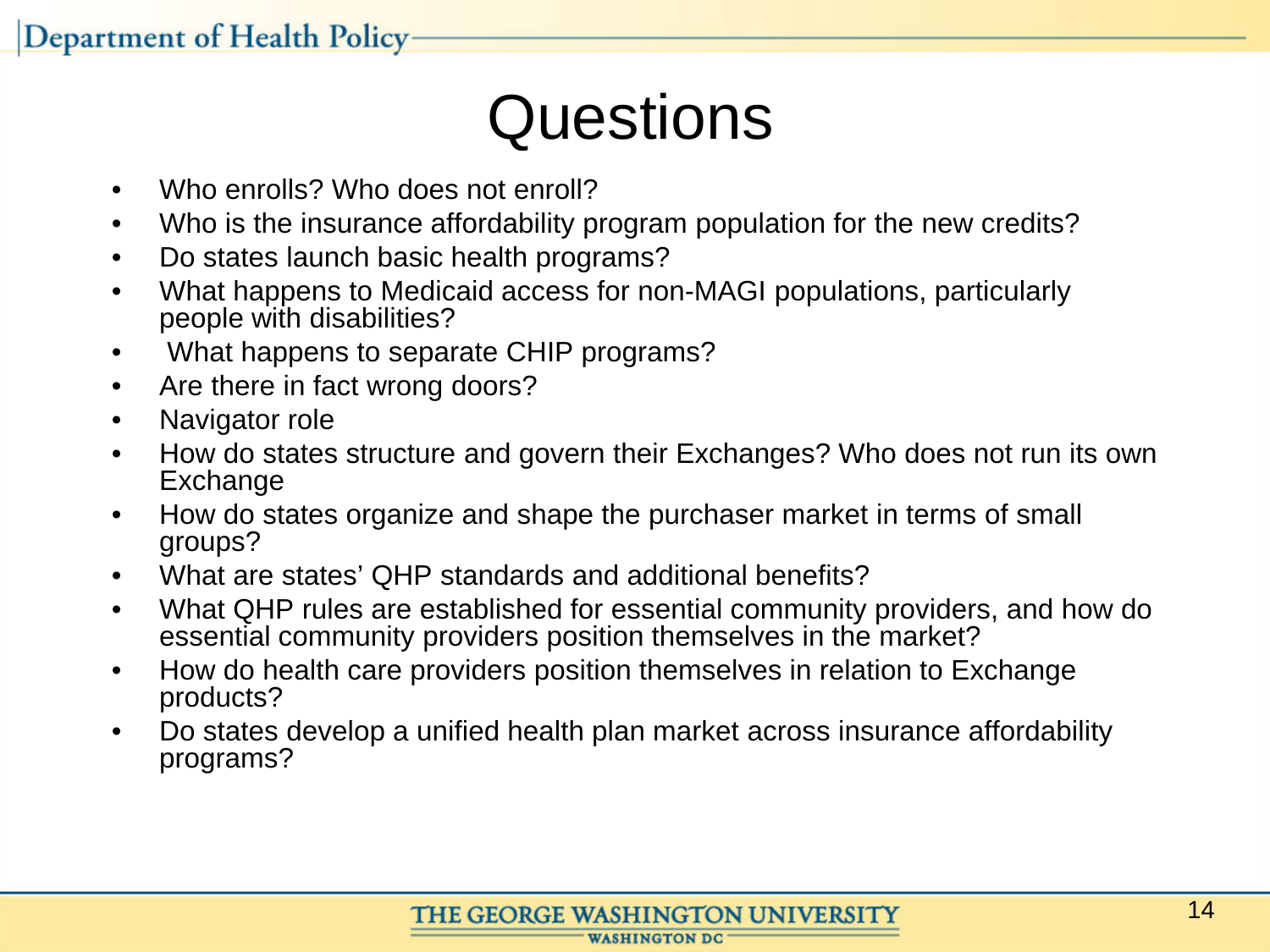# Questions

- Who enrolls? Who does not enroll?
- Who is the insurance affordability program population for the new credits?
- Do states launch basic health programs?
- What happens to Medicaid access for non-MAGI populations, particularly people with disabilities?
- What happens to separate CHIP programs?
- Are there in fact wrong doors?
- Navigator role
- How do states structure and govern their Exchanges? Who does not run its own Exchange
- How do states organize and shape the purchaser market in terms of small groups?
- What are states' QHP standards and additional benefits?
- What QHP rules are established for essential community providers, and how do essential community providers position themselves in the market?
- How do health care providers position themselves in relation to Exchange products?
- Do states develop a unified health plan market across insurance affordability programs?